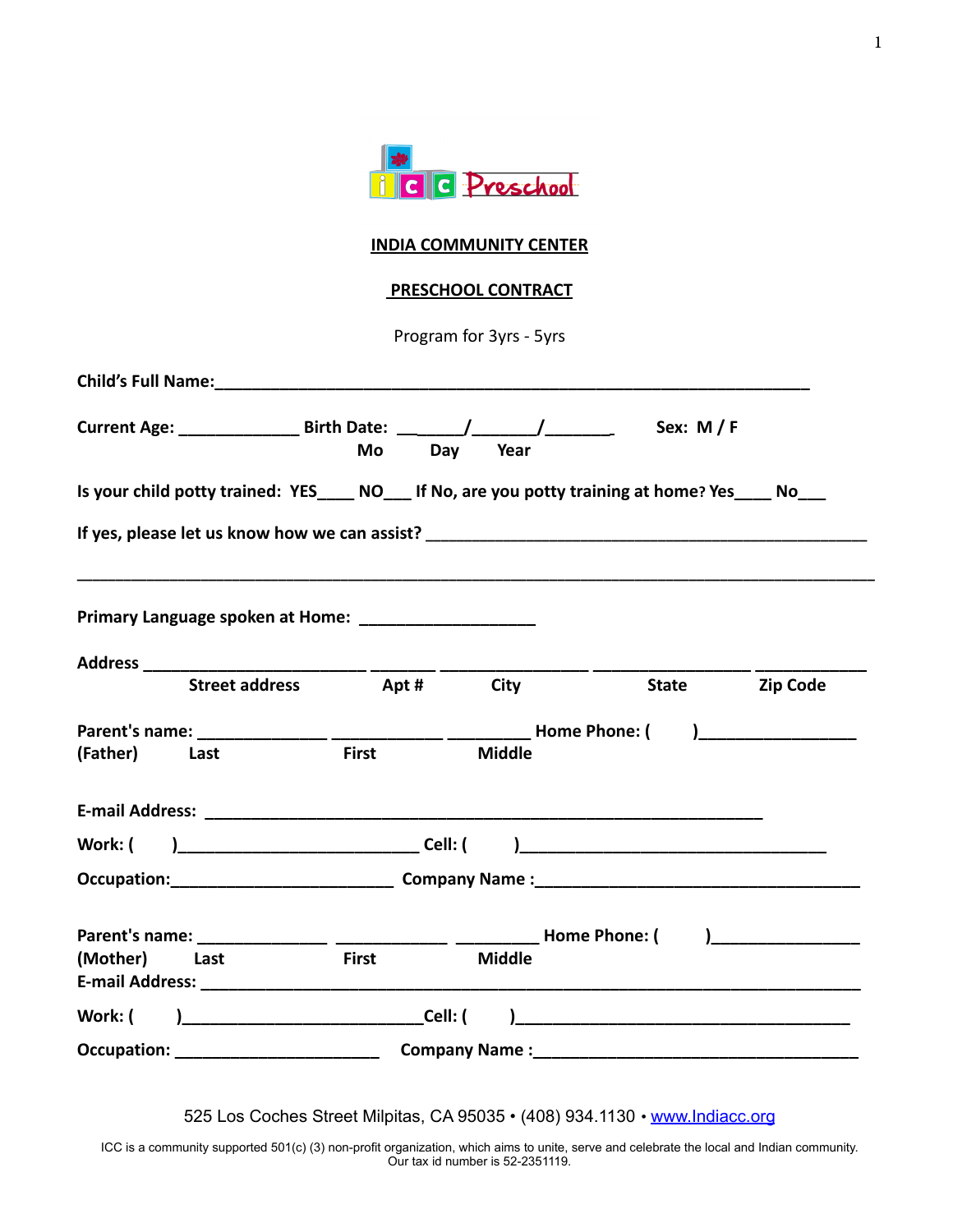**INDIA COMMUNITY CENTER**

**PRESCHOOL CONTRACT**

Program for 3yrs - 5yrs

**Child's Full Name:**______________________________________________________________

**Current Age:** _____________ **Birth Date:** ___/_______/_______ **Sex: M / F**
**Mo Day Year**

**Is your child potty trained: YES____ NO___ If No, are you potty training at home? Yes____ No___**

**If yes, please let us know how we can assist?** ______________________________________________

_______________________________________________________________________________

**Primary Language spoken at Home:** ___________________

**Address** ________________________ _______ _______________ _________________ ___________
**Street address Apt # City State Zip Code**

**Parent's name:** ______________ ____________ _________ **Home Phone: (** **)**________________
**(Father) Last First Middle**

**E-mail Address:** _____________________________________________________________

**Work: (** **)**_________________________ **Cell: (** **)**_________________________________

**Occupation:**________________________ **Company Name :**________________________________

**Parent's name:** ______________ ____________ _________ **Home Phone: (** **)**________________
**(Mother) Last First Middle**
**E-mail Address:** _____________________________________________________________________

**Work: (** **)**_________________________**Cell: (** **)**___________________________________

**Occupation:** ______________________ **Company Name :**________________________________

525 Los Coches Street Milpitas, CA 95035 • (408) 934.1130 • www.Indiacc.org

ICC is a community supported 501(c) (3) non-profit organization, which aims to unite, serve and celebrate the local and Indian community. Our tax id number is 52-2351119.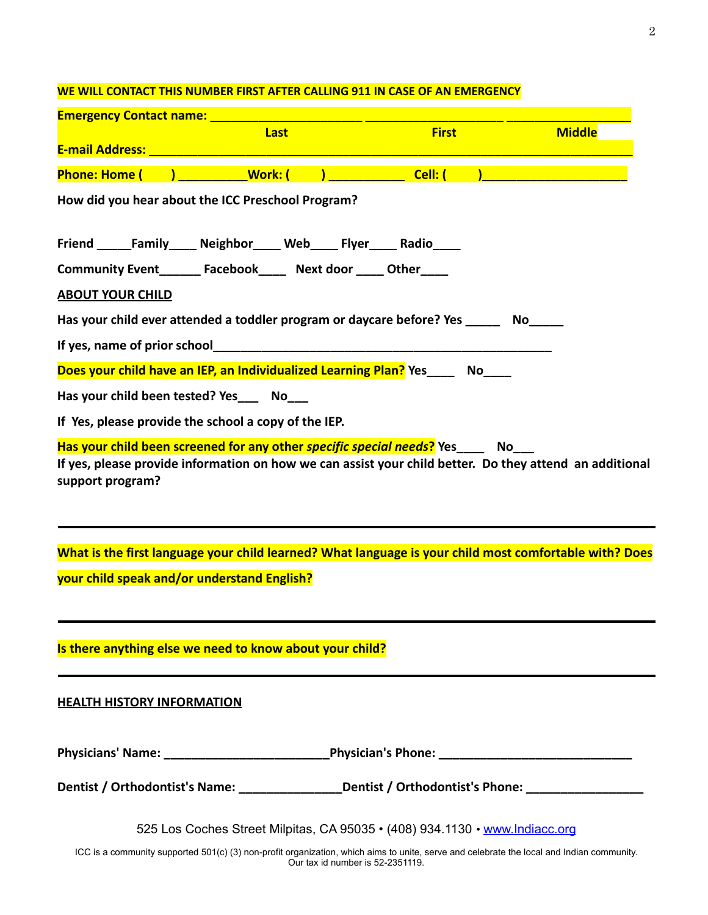**WE WILL CONTACT THIS NUMBER FIRST AFTER CALLING 911 IN CASE OF AN EMERGENCY**

**Emergency Contact name: ______________________ ____________________ __________________**

**Last First Middle**

**E-mail Address: ______________________________________________________________________**

**Phone: Home (      ) __________Work: (       ) ___________ Cell: (       )_____________________**

**How did you hear about the ICC Preschool Program?**

**Friend _____Family____ Neighbor____ Web____ Flyer____ Radio____**

**Community Event______ Facebook____ Next door ____ Other____**

**ABOUT YOUR CHILD**

**Has your child ever attended a toddler program or daycare before? Yes _____ No_____**

**If yes, name of prior school_____________________________________________________**

**Does your child have an IEP, an Individualized Learning Plan? Yes____ No____**

**Has your child been tested? Yes___ No___**

**If Yes, please provide the school a copy of the IEP.**

**Has your child been screened for any other *specific special needs*? Yes____ No___**
**If yes, please provide information on how we can assist your child better. Do they attend an additional support program?**

---

**What is the first language your child learned? What language is your child most comfortable with? Does your child speak and/or understand English?**

---

**Is there anything else we need to know about your child?**

---

**HEALTH HISTORY INFORMATION**

**Physicians' Name: ________________________Physician's Phone: ____________________________**

**Dentist / Orthodontist's Name: _______________Dentist / Orthodontist's Phone: _________________**

525 Los Coches Street Milpitas, CA 95035 • (408) 934.1130 • www.Indiacc.org

ICC is a community supported 501(c) (3) non-profit organization, which aims to unite, serve and celebrate the local and Indian community. Our tax id number is 52-2351119.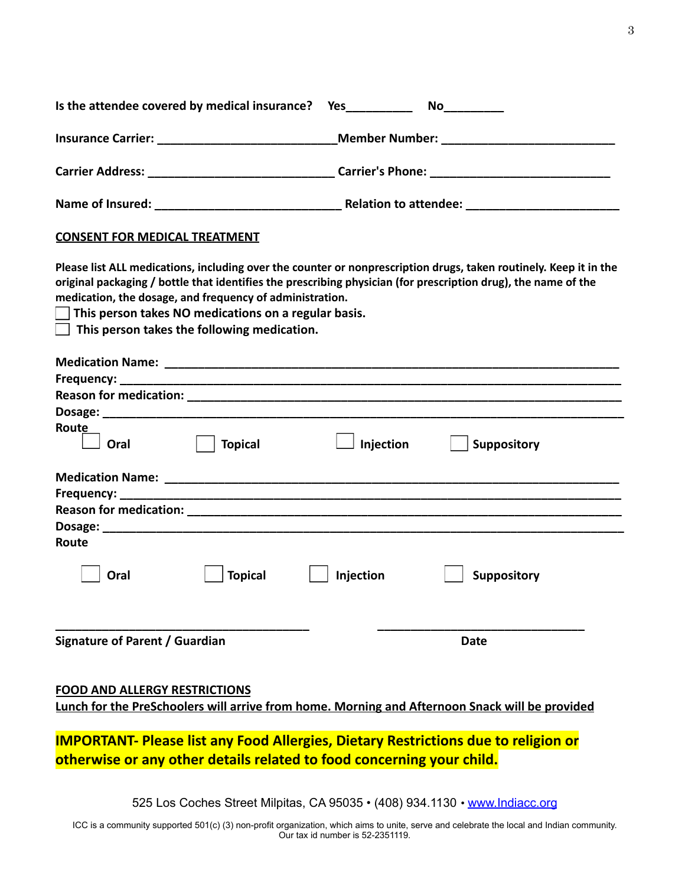**Is the attendee covered by medical insurance?** **Yes__________** **No_________**

**Insurance Carrier: ___________________________Member Number: __________________________**

**Carrier Address: ____________________________ Carrier's Phone: ___________________________**

**Name of Insured: ____________________________ Relation to attendee: _______________________**

**CONSENT FOR MEDICAL TREATMENT**

**Please list ALL medications, including over the counter or nonprescription drugs, taken routinely. Keep it in the original packaging / bottle that identifies the prescribing physician (for prescription drug), the name of the medication, the dosage, and frequency of administration.**

- ☐ **This person takes NO medications on a regular basis.**
- ☐ **This person takes the following medication.**

**Medication Name: ______________________________________________________________________**
**Frequency: ___________________________________________________________________________**
**Reason for medication: __________________________________________________________________**
**Dosage: ______________________________________________________________________________**
**Route**

☐ **Oral** ☐ **Topical** ☐ **Injection** ☐ **Suppository**

**Medication Name: ______________________________________________________________________**
**Frequency: ___________________________________________________________________________**
**Reason for medication: __________________________________________________________________**
**Dosage: ______________________________________________________________________________**
**Route**

☐ **Oral** ☐ **Topical** ☐ **Injection** ☐ **Suppository**

_______________________________________ _______________________________

**Signature of Parent / Guardian** **Date**

**FOOD AND ALLERGY RESTRICTIONS**

**Lunch for the PreSchoolers will arrive from home. Morning and Afternoon Snack will be provided**

**IMPORTANT- Please list any Food Allergies, Dietary Restrictions due to religion or otherwise or any other details related to food concerning your child.**

525 Los Coches Street Milpitas, CA 95035 • (408) 934.1130 • www.Indiacc.org

ICC is a community supported 501(c) (3) non-profit organization, which aims to unite, serve and celebrate the local and Indian community. Our tax id number is 52-2351119.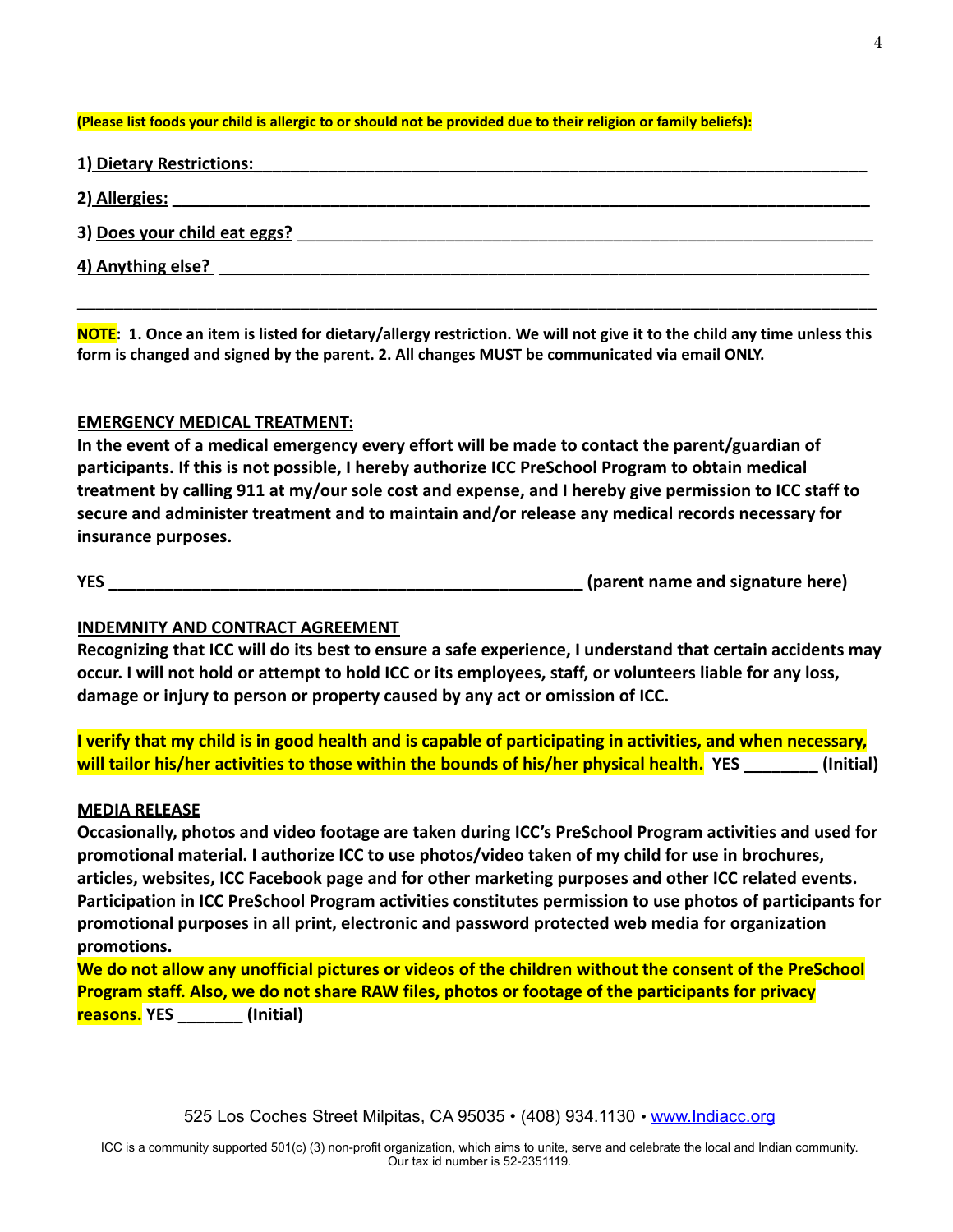**(Please list foods your child is allergic to or should not be provided due to their religion or family beliefs):**

**1) Dietary Restrictions:** ___________________________________________________________________

**2) Allergies:** ________________________________________________________________________

**3) Does your child eat eggs?** _____________________________________________________________

**4) Anything else?** ______________________________________________________________________

_____________________________________________________________________________________________

**NOTE: 1. Once an item is listed for dietary/allergy restriction. We will not give it to the child any time unless this form is changed and signed by the parent. 2. All changes MUST be communicated via email ONLY.**

**EMERGENCY MEDICAL TREATMENT:**

**In the event of a medical emergency every effort will be made to contact the parent/guardian of participants. If this is not possible, I hereby authorize ICC PreSchool Program to obtain medical treatment by calling 911 at my/our sole cost and expense, and I hereby give permission to ICC staff to secure and administer treatment and to maintain and/or release any medical records necessary for insurance purposes.**

**YES _____________________________________________________ (parent name and signature here)**

**INDEMNITY AND CONTRACT AGREEMENT**

**Recognizing that ICC will do its best to ensure a safe experience, I understand that certain accidents may occur. I will not hold or attempt to hold ICC or its employees, staff, or volunteers liable for any loss, damage or injury to person or property caused by any act or omission of ICC.**

**I verify that my child is in good health and is capable of participating in activities, and when necessary, will tailor his/her activities to those within the bounds of his/her physical health. YES ________ (Initial)**

**MEDIA RELEASE**

**Occasionally, photos and video footage are taken during ICC's PreSchool Program activities and used for promotional material. I authorize ICC to use photos/video taken of my child for use in brochures, articles, websites, ICC Facebook page and for other marketing purposes and other ICC related events. Participation in ICC PreSchool Program activities constitutes permission to use photos of participants for promotional purposes in all print, electronic and password protected web media for organization promotions.**

**We do not allow any unofficial pictures or videos of the children without the consent of the PreSchool Program staff. Also, we do not share RAW files, photos or footage of the participants for privacy reasons. YES _______ (Initial)**

525 Los Coches Street Milpitas, CA 95035 • (408) 934.1130 • [www.Indiacc.org](http://www.Indiacc.org)

ICC is a community supported 501(c) (3) non-profit organization, which aims to unite, serve and celebrate the local and Indian community. Our tax id number is 52-2351119.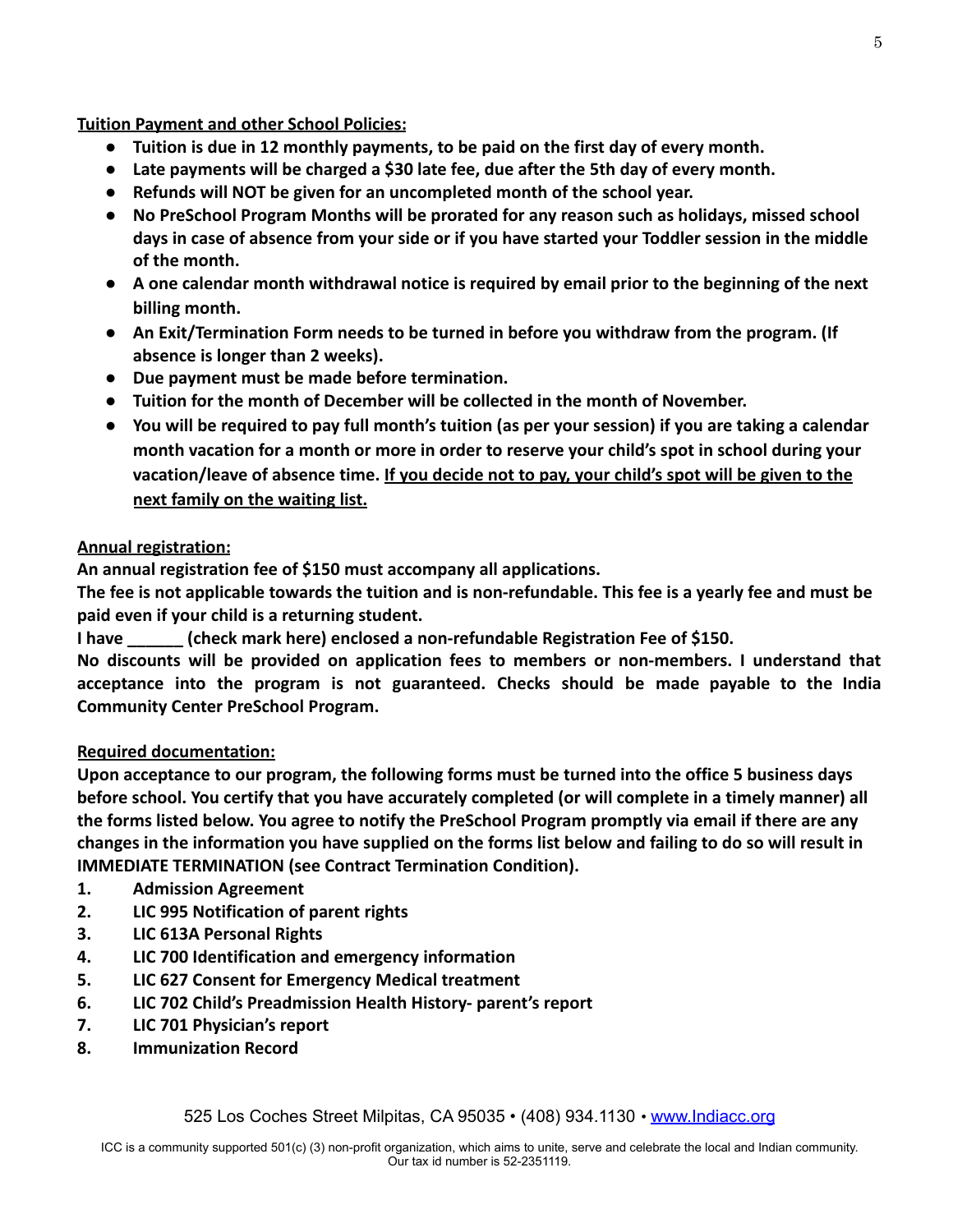**<u>Tuition Payment and other School Policies:</u>**

- **Tuition is due in 12 monthly payments, to be paid on the first day of every month.**
- **Late payments will be charged a $30 late fee, due after the 5th day of every month.**
- **Refunds will NOT be given for an uncompleted month of the school year.**
- **No PreSchool Program Months will be prorated for any reason such as holidays, missed school days in case of absence from your side or if you have started your Toddler session in the middle of the month.**
- **A one calendar month withdrawal notice is required by email prior to the beginning of the next billing month.**
- **An Exit/Termination Form needs to be turned in before you withdraw from the program. (If absence is longer than 2 weeks).**
- **Due payment must be made before termination.**
- **Tuition for the month of December will be collected in the month of November.**
- **You will be required to pay full month's tuition (as per your session) if you are taking a calendar month vacation for a month or more in order to reserve your child's spot in school during your vacation/leave of absence time. <u>If you decide not to pay, your child's spot will be given to the next family on the waiting list.</u>**

**<u>Annual registration:</u>**

**An annual registration fee of $150 must accompany all applications.**

**The fee is not applicable towards the tuition and is non-refundable. This fee is a yearly fee and must be paid even if your child is a returning student.**

**I have ______ (check mark here) enclosed a non-refundable Registration Fee of $150.**

**No discounts will be provided on application fees to members or non-members. I understand that acceptance into the program is not guaranteed. Checks should be made payable to the India Community Center PreSchool Program.**

**<u>Required documentation:</u>**

**Upon acceptance to our program, the following forms must be turned into the office 5 business days before school. You certify that you have accurately completed (or will complete in a timely manner) all the forms listed below. You agree to notify the PreSchool Program promptly via email if there are any changes in the information you have supplied on the forms list below and failing to do so will result in IMMEDIATE TERMINATION (see Contract Termination Condition).**

1. **Admission Agreement**
2. **LIC 995 Notification of parent rights**
3. **LIC 613A Personal Rights**
4. **LIC 700 Identification and emergency information**
5. **LIC 627 Consent for Emergency Medical treatment**
6. **LIC 702 Child's Preadmission Health History- parent's report**
7. **LIC 701 Physician's report**
8. **Immunization Record**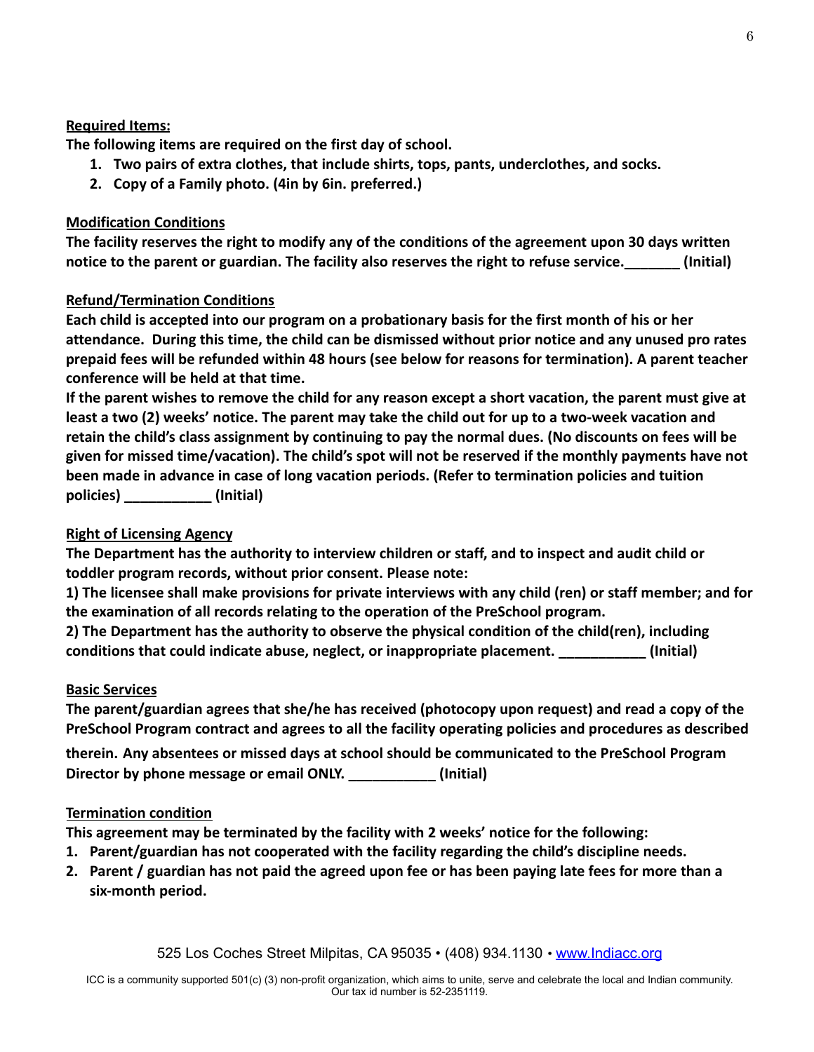**Required Items:**

**The following items are required on the first day of school.**

1. **Two pairs of extra clothes, that include shirts, tops, pants, underclothes, and socks.**
2. **Copy of a Family photo. (4in by 6in. preferred.)**

**Modification Conditions**

**The facility reserves the right to modify any of the conditions of the agreement upon 30 days written notice to the parent or guardian. The facility also reserves the right to refuse service.\_\_\_\_\_\_\_ (Initial)**

**Refund/Termination Conditions**

**Each child is accepted into our program on a probationary basis for the first month of his or her attendance. During this time, the child can be dismissed without prior notice and any unused pro rates prepaid fees will be refunded within 48 hours (see below for reasons for termination). A parent teacher conference will be held at that time.**

**If the parent wishes to remove the child for any reason except a short vacation, the parent must give at least a two (2) weeks' notice. The parent may take the child out for up to a two-week vacation and retain the child's class assignment by continuing to pay the normal dues. (No discounts on fees will be given for missed time/vacation). The child's spot will not be reserved if the monthly payments have not been made in advance in case of long vacation periods. (Refer to termination policies and tuition policies) \_\_\_\_\_\_\_\_\_\_\_ (Initial)**

**Right of Licensing Agency**

**The Department has the authority to interview children or staff, and to inspect and audit child or toddler program records, without prior consent. Please note:**

**1) The licensee shall make provisions for private interviews with any child (ren) or staff member; and for the examination of all records relating to the operation of the PreSchool program.**

**2) The Department has the authority to observe the physical condition of the child(ren), including conditions that could indicate abuse, neglect, or inappropriate placement. \_\_\_\_\_\_\_\_\_\_\_ (Initial)**

**Basic Services**

**The parent/guardian agrees that she/he has received (photocopy upon request) and read a copy of the PreSchool Program contract and agrees to all the facility operating policies and procedures as described therein. Any absentees or missed days at school should be communicated to the PreSchool Program Director by phone message or email ONLY. \_\_\_\_\_\_\_\_\_\_\_ (Initial)**

**Termination condition**

**This agreement may be terminated by the facility with 2 weeks' notice for the following:**

1. **Parent/guardian has not cooperated with the facility regarding the child's discipline needs.**
2. **Parent / guardian has not paid the agreed upon fee or has been paying late fees for more than a six-month period.**

525 Los Coches Street Milpitas, CA 95035 • (408) 934.1130 • www.Indiacc.org

ICC is a community supported 501(c) (3) non-profit organization, which aims to unite, serve and celebrate the local and Indian community. Our tax id number is 52-2351119.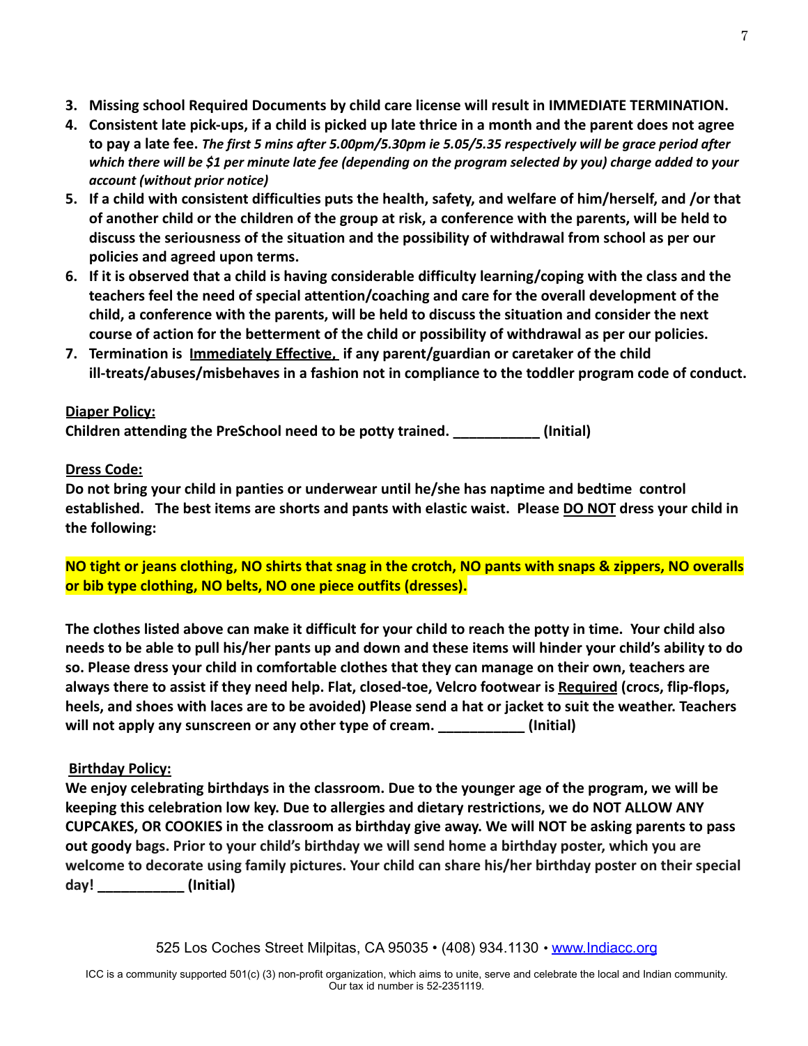3. **Missing school Required Documents by child care license will result in IMMEDIATE TERMINATION.**
4. **Consistent late pick-ups, if a child is picked up late thrice in a month and the parent does not agree to pay a late fee.** ***The first 5 mins after 5.00pm/5.30pm ie 5.05/5.35 respectively will be grace period after which there will be $1 per minute late fee (depending on the program selected by you) charge added to your account (without prior notice)***
5. **If a child with consistent difficulties puts the health, safety, and welfare of him/herself, and /or that of another child or the children of the group at risk, a conference with the parents, will be held to discuss the seriousness of the situation and the possibility of withdrawal from school as per our policies and agreed upon terms.**
6. **If it is observed that a child is having considerable difficulty learning/coping with the class and the teachers feel the need of special attention/coaching and care for the overall development of the child, a conference with the parents, will be held to discuss the situation and consider the next course of action for the betterment of the child or possibility of withdrawal as per our policies.**
7. **Termination is <u>Immediately Effective,</u> if any parent/guardian or caretaker of the child ill-treats/abuses/misbehaves in a fashion not in compliance to the toddler program code of conduct.**

**<u>Diaper Policy:</u>**

**Children attending the PreSchool need to be potty trained. ___________ (Initial)**

**<u>Dress Code:</u>**

**Do not bring your child in panties or underwear until he/she has naptime and bedtime control established. The best items are shorts and pants with elastic waist. Please <u>DO NOT</u> dress your child in the following:**

**NO tight or jeans clothing, NO shirts that snag in the crotch, NO pants with snaps & zippers, NO overalls or bib type clothing, NO belts, NO one piece outfits (dresses).**

**The clothes listed above can make it difficult for your child to reach the potty in time. Your child also needs to be able to pull his/her pants up and down and these items will hinder your child's ability to do so. Please dress your child in comfortable clothes that they can manage on their own, teachers are always there to assist if they need help. Flat, closed-toe, Velcro footwear is <u>Required</u> (crocs, flip-flops, heels, and shoes with laces are to be avoided) Please send a hat or jacket to suit the weather. Teachers will not apply any sunscreen or any other type of cream. ___________ (Initial)**

**<u>Birthday Policy:</u>**

**We enjoy celebrating birthdays in the classroom. Due to the younger age of the program, we will be keeping this celebration low key. Due to allergies and dietary restrictions, we do NOT ALLOW ANY CUPCAKES, OR COOKIES in the classroom as birthday give away. We will NOT be asking parents to pass out goody bags. Prior to your child's birthday we will send home a birthday poster, which you are welcome to decorate using family pictures. Your child can share his/her birthday poster on their special day! ___________ (Initial)**

525 Los Coches Street Milpitas, CA 95035 • (408) 934.1130 • www.Indiacc.org

ICC is a community supported 501(c) (3) non-profit organization, which aims to unite, serve and celebrate the local and Indian community. Our tax id number is 52-2351119.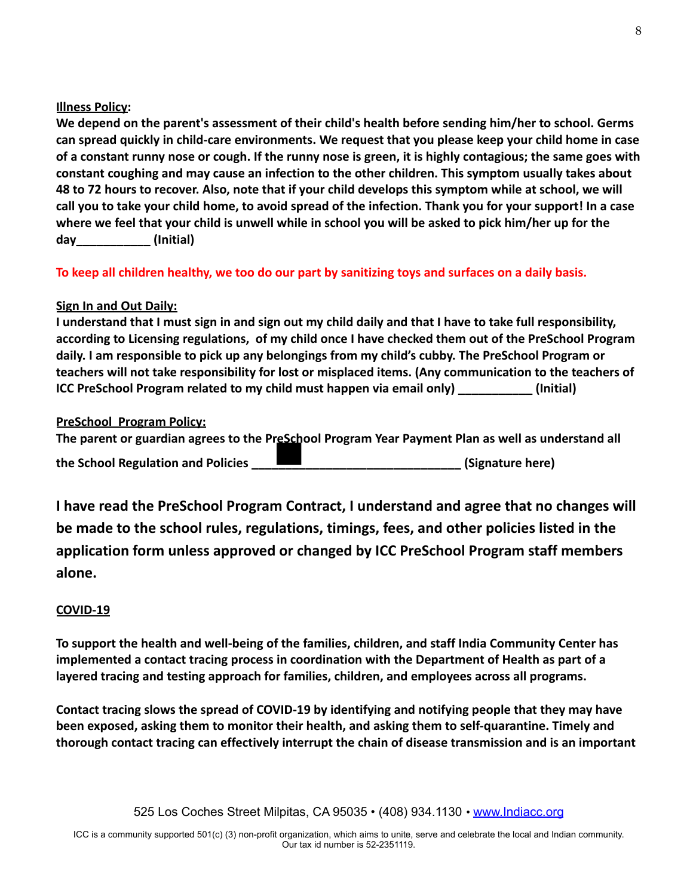**Illness Policy:**

**We depend on the parent's assessment of their child's health before sending him/her to school. Germs can spread quickly in child-care environments. We request that you please keep your child home in case of a constant runny nose or cough. If the runny nose is green, it is highly contagious; the same goes with constant coughing and may cause an infection to the other children. This symptom usually takes about 48 to 72 hours to recover. Also, note that if your child develops this symptom while at school, we will call you to take your child home, to avoid spread of the infection. Thank you for your support! In a case where we feel that your child is unwell while in school you will be asked to pick him/her up for the day___________ (Initial)**

**To keep all children healthy, we too do our part by sanitizing toys and surfaces on a daily basis.**

**Sign In and Out Daily:**

**I understand that I must sign in and sign out my child daily and that I have to take full responsibility, according to Licensing regulations, of my child once I have checked them out of the PreSchool Program daily. I am responsible to pick up any belongings from my child's cubby. The PreSchool Program or teachers will not take responsibility for lost or misplaced items. (Any communication to the teachers of ICC PreSchool Program related to my child must happen via email only) ___________ (Initial)**

**PreSchool Program Policy:**

**The parent or guardian agrees to the PreSchool Program Year Payment Plan as well as understand all the School Regulation and Policies _________________________________ (Signature here)**

**I have read the PreSchool Program Contract, I understand and agree that no changes will be made to the school rules, regulations, timings, fees, and other policies listed in the application form unless approved or changed by ICC PreSchool Program staff members alone.**

**COVID-19**

**To support the health and well-being of the families, children, and staff India Community Center has implemented a contact tracing process in coordination with the Department of Health as part of a layered tracing and testing approach for families, children, and employees across all programs.**

**Contact tracing slows the spread of COVID-19 by identifying and notifying people that they may have been exposed, asking them to monitor their health, and asking them to self-quarantine. Timely and thorough contact tracing can effectively interrupt the chain of disease transmission and is an important**

525 Los Coches Street Milpitas, CA 95035 • (408) 934.1130 • www.Indiacc.org

ICC is a community supported 501(c) (3) non-profit organization, which aims to unite, serve and celebrate the local and Indian community. Our tax id number is 52-2351119.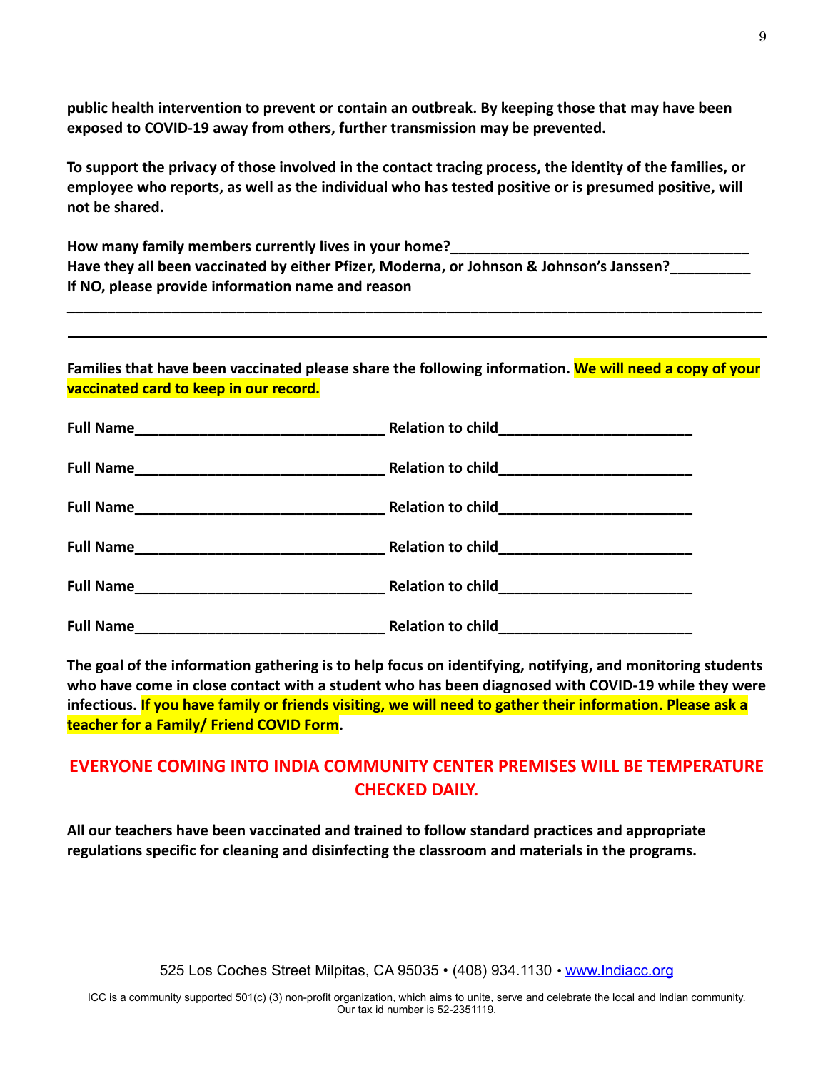**public health intervention to prevent or contain an outbreak. By keeping those that may have been exposed to COVID-19 away from others, further transmission may be prevented.**

**To support the privacy of those involved in the contact tracing process, the identity of the families, or employee who reports, as well as the individual who has tested positive or is presumed positive, will not be shared.**

**How many family members currently lives in your home?_____________________________________**
**Have they all been vaccinated by either Pfizer, Moderna, or Johnson & Johnson's Janssen?__________**
**If NO, please provide information name and reason**

**__________________________________________________________________________________________**

---

**Families that have been vaccinated please share the following information. We will need a copy of your vaccinated card to keep in our record.**

**Full Name_______________________________ Relation to child________________________**

**Full Name_______________________________ Relation to child________________________**

**Full Name_______________________________ Relation to child________________________**

**Full Name_______________________________ Relation to child________________________**

**Full Name_______________________________ Relation to child________________________**

**Full Name_______________________________ Relation to child________________________**

**The goal of the information gathering is to help focus on identifying, notifying, and monitoring students who have come in close contact with a student who has been diagnosed with COVID-19 while they were infectious. If you have family or friends visiting, we will need to gather their information. Please ask a teacher for a Family/ Friend COVID Form.**

**EVERYONE COMING INTO INDIA COMMUNITY CENTER PREMISES WILL BE TEMPERATURE CHECKED DAILY.**

**All our teachers have been vaccinated and trained to follow standard practices and appropriate regulations specific for cleaning and disinfecting the classroom and materials in the programs.**

525 Los Coches Street Milpitas, CA 95035 • (408) 934.1130 • [www.Indiacc.org](http://www.Indiacc.org)

ICC is a community supported 501(c) (3) non-profit organization, which aims to unite, serve and celebrate the local and Indian community. Our tax id number is 52-2351119.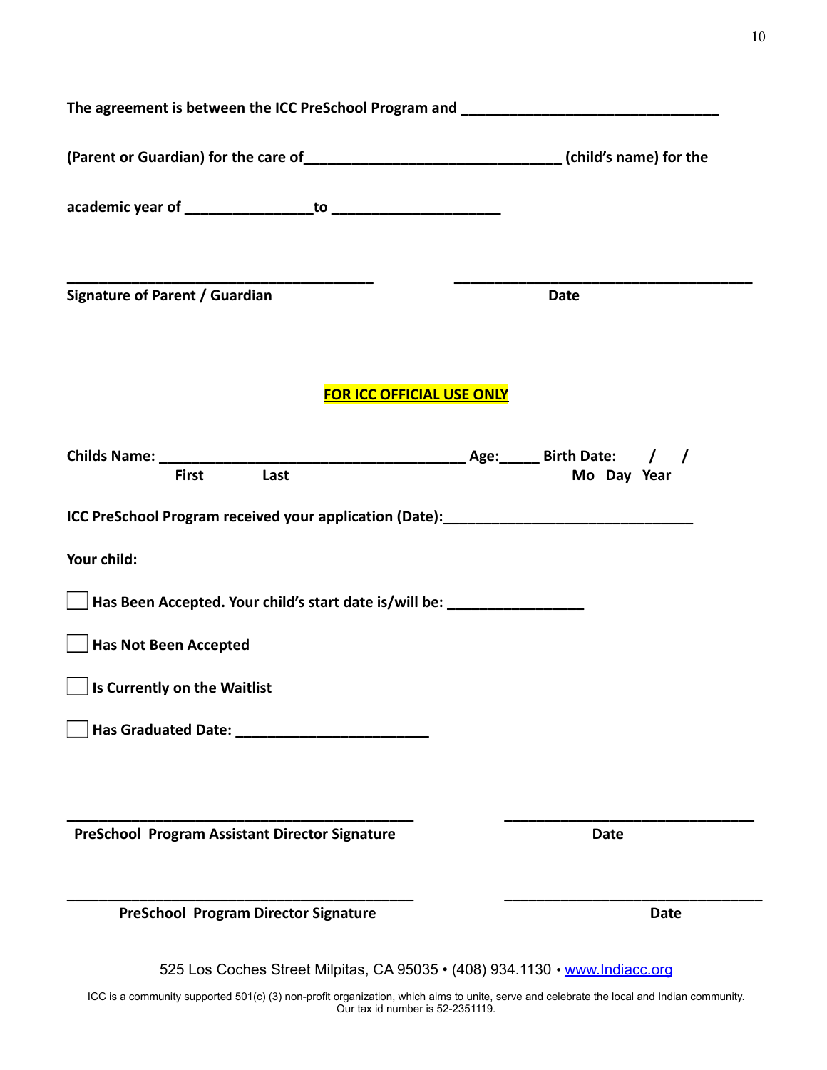**The agreement is between the ICC PreSchool Program and \_\_\_\_\_\_\_\_\_\_\_\_\_\_\_\_\_\_\_\_\_\_\_\_\_\_\_\_\_\_\_\_**

**(Parent or Guardian) for the care of\_\_\_\_\_\_\_\_\_\_\_\_\_\_\_\_\_\_\_\_\_\_\_\_\_\_\_\_\_\_\_\_ (child's name) for the**

**academic year of \_\_\_\_\_\_\_\_\_\_\_\_\_\_\_\_to \_\_\_\_\_\_\_\_\_\_\_\_\_\_\_\_\_\_\_\_\_**

\_\_\_\_\_\_\_\_\_\_\_\_\_\_\_\_\_\_\_\_\_\_\_\_\_\_\_\_\_\_\_\_\_\_\_\_\_\_\_ \_\_\_\_\_\_\_\_\_\_\_\_\_\_\_\_\_\_\_\_\_\_\_\_\_\_\_\_\_\_\_\_\_\_\_\_\_\_\_

**Signature of Parent / Guardian** **Date**

## FOR ICC OFFICIAL USE ONLY

**Childs Name: \_\_\_\_\_\_\_\_\_\_\_\_\_\_\_\_\_\_\_\_\_\_\_\_\_\_\_\_\_\_\_\_\_\_\_\_\_\_\_ Age:\_\_\_\_\_ Birth Date: / /**
**First Last Mo Day Year**

**ICC PreSchool Program received your application (Date):\_\_\_\_\_\_\_\_\_\_\_\_\_\_\_\_\_\_\_\_\_\_\_\_\_\_\_\_\_\_\_**

**Your child:**

☐ **Has Been Accepted. Your child's start date is/will be: \_\_\_\_\_\_\_\_\_\_\_\_\_\_\_\_\_**

☐ **Has Not Been Accepted**

☐ **Is Currently on the Waitlist**

☐ **Has Graduated Date: \_\_\_\_\_\_\_\_\_\_\_\_\_\_\_\_\_\_\_\_\_\_\_\_\_**

\_\_\_\_\_\_\_\_\_\_\_\_\_\_\_\_\_\_\_\_\_\_\_\_\_\_\_\_\_\_\_\_\_\_\_\_\_\_\_\_\_\_\_\_ \_\_\_\_\_\_\_\_\_\_\_\_\_\_\_\_\_\_\_\_\_\_\_\_\_\_\_\_\_\_\_\_

**PreSchool Program Assistant Director Signature** **Date**

\_\_\_\_\_\_\_\_\_\_\_\_\_\_\_\_\_\_\_\_\_\_\_\_\_\_\_\_\_\_\_\_\_\_\_\_\_\_\_\_\_\_\_\_ \_\_\_\_\_\_\_\_\_\_\_\_\_\_\_\_\_\_\_\_\_\_\_\_\_\_\_\_\_\_\_\_

**PreSchool Program Director Signature** **Date**

525 Los Coches Street Milpitas, CA 95035 • (408) 934.1130 • www.Indiacc.org

ICC is a community supported 501(c) (3) non-profit organization, which aims to unite, serve and celebrate the local and Indian community. Our tax id number is 52-2351119.